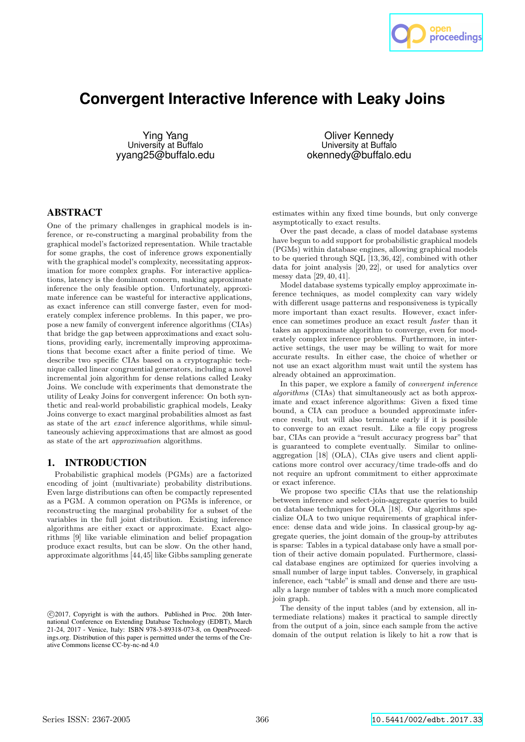# Convergent Interactive Inference with Leaky Joins

Ying Yang
University at Buffalo
yyang25@buffalo.edu

Oliver Kennedy
University at Buffalo
okennedy@buffalo.edu

## ABSTRACT

One of the primary challenges in graphical models is inference, or re-constructing a marginal probability from the graphical model's factorized representation. While tractable for some graphs, the cost of inference grows exponentially with the graphical model's complexity, necessitating approximation for more complex graphs. For interactive applications, latency is the dominant concern, making approximate inference the only feasible option. Unfortunately, approximate inference can be wasteful for interactive applications, as exact inference can still converge faster, even for moderately complex inference problems. In this paper, we propose a new family of convergent inference algorithms (CIAs) that bridge the gap between approximations and exact solutions, providing early, incrementally improving approximations that become exact after a finite period of time. We describe two specific CIAs based on a cryptographic technique called linear congruential generators, including a novel incremental join algorithm for dense relations called Leaky Joins. We conclude with experiments that demonstrate the utility of Leaky Joins for convergent inference: On both synthetic and real-world probabilistic graphical models, Leaky Joins converge to exact marginal probabilities almost as fast as state of the art *exact* inference algorithms, while simultaneously achieving approximations that are almost as good as state of the art *approximation* algorithms.

## 1. INTRODUCTION

Probabilistic graphical models (PGMs) are a factorized encoding of joint (multivariate) probability distributions. Even large distributions can often be compactly represented as a PGM. A common operation on PGMs is inference, or reconstructing the marginal probability for a subset of the variables in the full joint distribution. Existing inference algorithms are either exact or approximate. Exact algorithms [9] like variable elimination and belief propagation produce exact results, but can be slow. On the other hand, approximate algorithms [44,45] like Gibbs sampling generate estimates within any fixed time bounds, but only converge asymptotically to exact results.

Over the past decade, a class of model database systems have begun to add support for probabilistic graphical models (PGMs) within database engines, allowing graphical models to be queried through SQL [13,36,42], combined with other data for joint analysis [20,22], or used for analytics over messy data [29,40,41].

Model database systems typically employ approximate inference techniques, as model complexity can vary widely with different usage patterns and responsiveness is typically more important than exact results. However, exact inference can sometimes produce an exact result *faster* than it takes an approximate algorithm to converge, even for moderately complex inference problems. Furthermore, in interactive settings, the user may be willing to wait for more accurate results. In either case, the choice of whether or not use an exact algorithm must wait until the system has already obtained an approximation.

In this paper, we explore a family of *convergent inference algorithms* (CIAs) that simultaneously act as both approximate and exact inference algorithms: Given a fixed time bound, a CIA can produce a bounded approximate inference result, but will also terminate early if it is possible to converge to an exact result. Like a file copy progress bar, CIAs can provide a "result accuracy progress bar" that is guaranteed to complete eventually. Similar to online-aggregation [18] (OLA), CIAs give users and client applications more control over accuracy/time trade-offs and do not require an upfront commitment to either approximate or exact inference.

We propose two specific CIAs that use the relationship between inference and select-join-aggregate queries to build on database techniques for OLA [18]. Our algorithms specialize OLA to two unique requirements of graphical inference: dense data and wide joins. In classical group-by aggregate queries, the joint domain of the group-by attributes is sparse: Tables in a typical database only have a small portion of their active domain populated. Furthermore, classical database engines are optimized for queries involving a small number of large input tables. Conversely, in graphical inference, each "table" is small and dense and there are usually a large number of tables with a much more complicated join graph.

The density of the input tables (and by extension, all intermediate relations) makes it practical to sample directly from the output of a join, since each sample from the active domain of the output relation is likely to hit a row that is

©2017, Copyright is with the authors. Published in Proc. 20th International Conference on Extending Database Technology (EDBT), March 21-24, 2017 - Venice, Italy: ISBN 978-3-89318-073-8, on OpenProceedings.org. Distribution of this paper is permitted under the terms of the Creative Commons license CC-by-nc-nd 4.0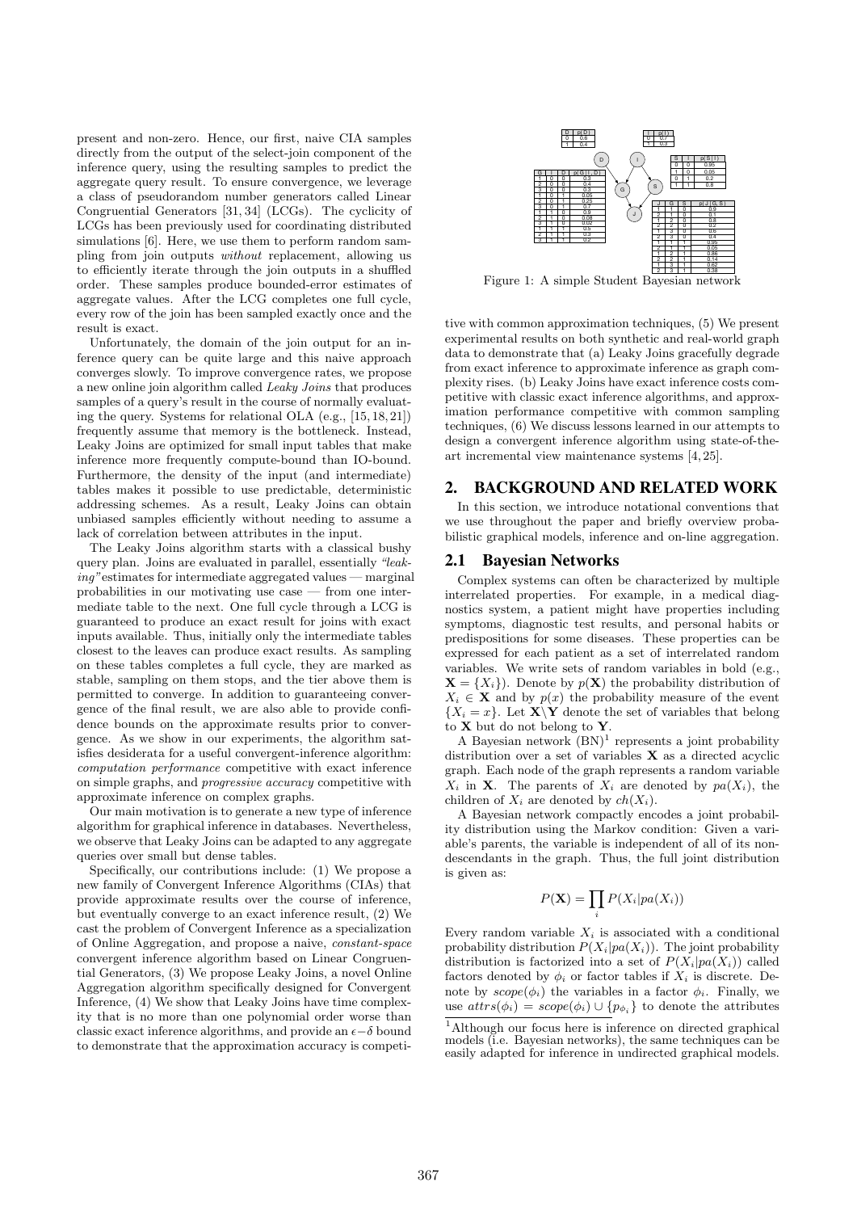present and non-zero. Hence, our first, naive CIA samples directly from the output of the select-join component of the inference query, using the resulting samples to predict the aggregate query result. To ensure convergence, we leverage a class of pseudorandom number generators called Linear Congruential Generators [31, 34] (LCGs). The cyclicity of LCGs has been previously used for coordinating distributed simulations [6]. Here, we use them to perform random sampling from join outputs *without* replacement, allowing us to efficiently iterate through the join outputs in a shuffled order. These samples produce bounded-error estimates of aggregate values. After the LCG completes one full cycle, every row of the join has been sampled exactly once and the result is exact.

Unfortunately, the domain of the join output for an inference query can be quite large and this naive approach converges slowly. To improve convergence rates, we propose a new online join algorithm called *Leaky Joins* that produces samples of a query's result in the course of normally evaluating the query. Systems for relational OLA (e.g., [15, 18, 21]) frequently assume that memory is the bottleneck. Instead, Leaky Joins are optimized for small input tables that make inference more frequently compute-bound than IO-bound. Furthermore, the density of the input (and intermediate) tables makes it possible to use predictable, deterministic addressing schemes. As a result, Leaky Joins can obtain unbiased samples efficiently without needing to assume a lack of correlation between attributes in the input.

The Leaky Joins algorithm starts with a classical bushy query plan. Joins are evaluated in parallel, essentially *"leaking"* estimates for intermediate aggregated values — marginal probabilities in our motivating use case — from one intermediate table to the next. One full cycle through a LCG is guaranteed to produce an exact result for joins with exact inputs available. Thus, initially only the intermediate tables closest to the leaves can produce exact results. As sampling on these tables completes a full cycle, they are marked as stable, sampling on them stops, and the tier above them is permitted to converge. In addition to guaranteeing convergence of the final result, we are also able to provide confidence bounds on the approximate results prior to convergence. As we show in our experiments, the algorithm satisfies desiderata for a useful convergent-inference algorithm: *computation performance* competitive with exact inference on simple graphs, and *progressive accuracy* competitive with approximate inference on complex graphs.

Our main motivation is to generate a new type of inference algorithm for graphical inference in databases. Nevertheless, we observe that Leaky Joins can be adapted to any aggregate queries over small but dense tables.

Specifically, our contributions include: (1) We propose a new family of Convergent Inference Algorithms (CIAs) that provide approximate results over the course of inference, but eventually converge to an exact inference result, (2) We cast the problem of Convergent Inference as a specialization of Online Aggregation, and propose a naive, *constant-space* convergent inference algorithm based on Linear Congruential Generators, (3) We propose Leaky Joins, a novel Online Aggregation algorithm specifically designed for Convergent Inference, (4) We show that Leaky Joins have time complexity that is no more than one polynomial order worse than classic exact inference algorithms, and provide an $\epsilon-\delta$ bound to demonstrate that the approximation accuracy is competitive with common approximation techniques, (5) We present experimental results on both synthetic and real-world graph data to demonstrate that (a) Leaky Joins gracefully degrade from exact inference to approximate inference as graph complexity rises. (b) Leaky Joins have exact inference costs competitive with classic exact inference algorithms, and approximation performance competitive with common sampling techniques, (6) We discuss lessons learned in our attempts to design a convergent inference algorithm using state-of-the-art incremental view maintenance systems [4, 25].

| D | p(D) |
|---|---|
| 0 | 0.6 |
| 1 | 0.4 |

| I | p(I) |
|---|---|
| 0 | 0.7 |
| 1 | 0.3 |

| S | I | p(S \| I) |
|---|---|---|
| 0 | 0 | 0.95 |
| 1 | 0 | 0.05 |
| 0 | 1 | 0.2 |
| 1 | 1 | 0.8 |

| G | I | D | p(G \| I, D) |
|---|---|---|---|
| 1 | 0 | 0 | 0.3 |
| 2 | 0 | 0 | 0.4 |
| 3 | 0 | 0 | 0.3 |
| 1 | 0 | 1 | 0.05 |
| 2 | 0 | 1 | 0.25 |
| 3 | 0 | 1 | 0.7 |
| 1 | 1 | 0 | 0.9 |
| 2 | 1 | 0 | 0.08 |
| 3 | 1 | 0 | 0.02 |
| 1 | 1 | 1 | 0.5 |
| 2 | 1 | 1 | 0.3 |
| 3 | 1 | 1 | 0.2 |

| J | G | S | p(J \| G, S) |
|---|---|---|---|
| 1 | 1 | 0 | 0.9 |
| 2 | 1 | 0 | 0.1 |
| 1 | 2 | 0 | 0.8 |
| 2 | 2 | 0 | 0.2 |
| 1 | 3 | 0 | 0.6 |
| 2 | 3 | 0 | 0.4 |
| 1 | 1 | 1 | 0.95 |
| 2 | 1 | 1 | 0.05 |
| 1 | 2 | 1 | 0.86 |
| 2 | 2 | 1 | 0.14 |
| 1 | 3 | 1 | 0.62 |
| 2 | 3 | 1 | 0.38 |

Figure 1: A simple Student Bayesian network

## 2. BACKGROUND AND RELATED WORK

In this section, we introduce notational conventions that we use throughout the paper and briefly overview probabilistic graphical models, inference and on-line aggregation.

### 2.1 Bayesian Networks

Complex systems can often be characterized by multiple interrelated properties. For example, in a medical diagnostics system, a patient might have properties including symptoms, diagnostic test results, and personal habits or predispositions for some diseases. These properties can be expressed for each patient as a set of interrelated random variables. We write sets of random variables in bold (e.g., $\mathbf{X} = \{X_i\}$). Denote by $p(\mathbf{X})$ the probability distribution of $X_i \in \mathbf{X}$ and by $p(x)$ the probability measure of the event $\{X_i = x\}$. Let $\mathbf{X} \backslash \mathbf{Y}$ denote the set of variables that belong to $\mathbf{X}$ but do not belong to $\mathbf{Y}$.

A Bayesian network (BN)[1] represents a joint probability distribution over a set of variables $\mathbf{X}$ as a directed acyclic graph. Each node of the graph represents a random variable $X_i$ in $\mathbf{X}$. The parents of $X_i$ are denoted by $pa(X_i)$, the children of $X_i$ are denoted by $ch(X_i)$.

A Bayesian network compactly encodes a joint probability distribution using the Markov condition: Given a variable's parents, the variable is independent of all of its nondescendants in the graph. Thus, the full joint distribution is given as:

$$P(\mathbf{X}) = \prod_i P(X_i | pa(X_i))$$

Every random variable $X_i$ is associated with a conditional probability distribution $P(X_i | pa(X_i))$. The joint probability distribution is factorized into a set of $P(X_i | pa(X_i))$ called factors denoted by $\phi_i$ or factor tables if $X_i$ is discrete. Denote by $scope(\phi_i)$ the variables in a factor $\phi_i$. Finally, we use $attrs(\phi_i) = scope(\phi_i) \cup \{p_{\phi_i}\}$ to denote the attributes

[1] Although our focus here is inference on directed graphical models (i.e. Bayesian networks), the same techniques can be easily adapted for inference in undirected graphical models.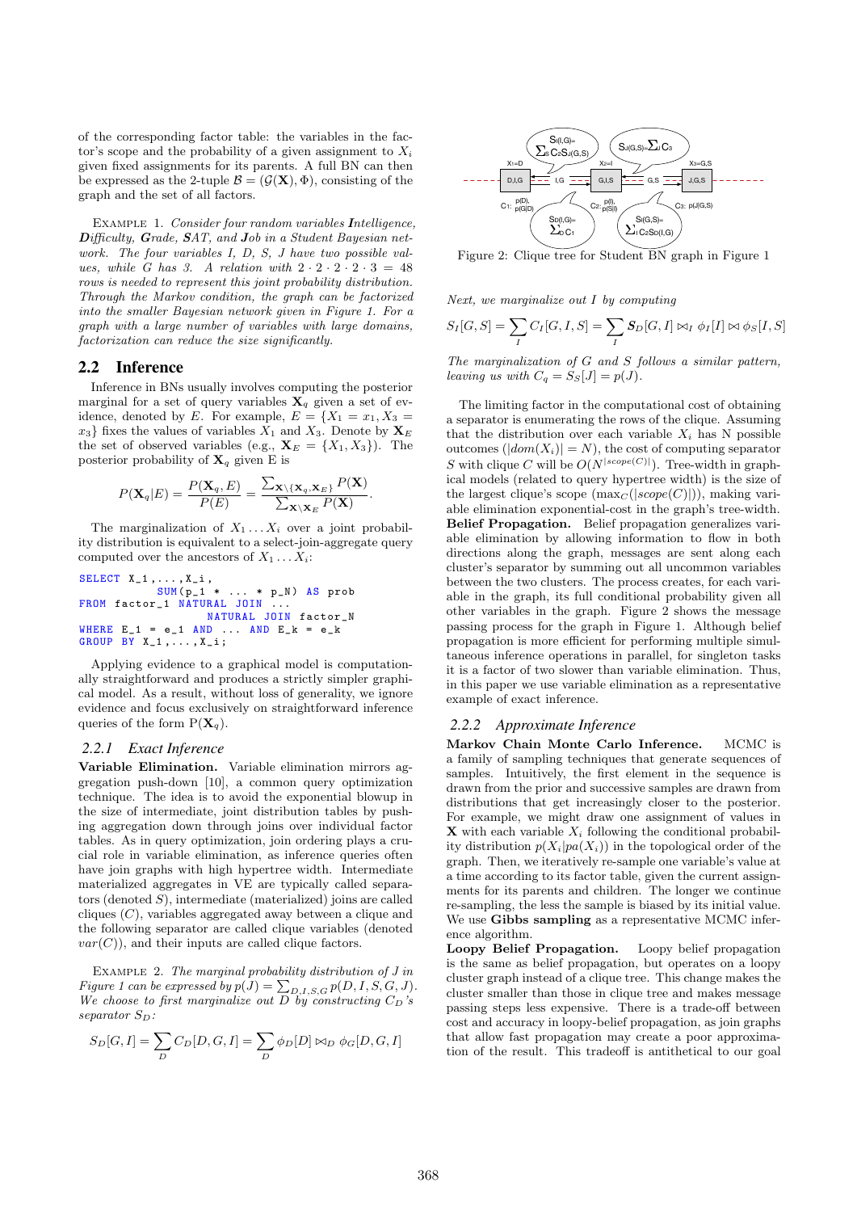of the corresponding factor table: the variables in the factor's scope and the probability of a given assignment to $X_i$ given fixed assignments for its parents. A full BN can then be expressed as the 2-tuple $\mathcal{B} = (\mathcal{G}(\mathbf{X}), \Phi)$, consisting of the graph and the set of all factors.

EXAMPLE 1. *Consider four random variables **I**ntelligence, **D**ifficulty, **G**rade, **S**AT, and **J**ob in a Student Bayesian network. The four variables I, D, S, J have two possible values, while G has 3. A relation with $2 \cdot 2 \cdot 2 \cdot 2 \cdot 3 = 48$ rows is needed to represent this joint probability distribution. Through the Markov condition, the graph can be factorized into the smaller Bayesian network given in Figure 1. For a graph with a large number of variables with large domains, factorization can reduce the size significantly.*

## 2.2 Inference

Inference in BNs usually involves computing the posterior marginal for a set of query variables $\mathbf{X}_q$ given a set of evidence, denoted by $E$. For example, $E = \{X_1 = x_1, X_3 = x_3\}$ fixes the values of variables $X_1$ and $X_3$. Denote by $\mathbf{X}_E$ the set of observed variables (e.g., $\mathbf{X}_E = \{X_1, X_3\}$). The posterior probability of $\mathbf{X}_q$ given E is

$$P(\mathbf{X}_q|E) = \frac{P(\mathbf{X}_q, E)}{P(E)} = \frac{\sum_{\mathbf{X} \setminus \{\mathbf{X}_q, \mathbf{X}_E\}} P(\mathbf{X})}{\sum_{\mathbf{X} \setminus \mathbf{X}_E} P(\mathbf{X})}.$$

The marginalization of $X_1 \ldots X_i$ over a joint probability distribution is equivalent to a select-join-aggregate query computed over the ancestors of $X_1 \ldots X_i$:

```
SELECT X_1,...,X_i,
       SUM(p_1 * ... * p_N) AS prob
FROM factor_1 NATURAL JOIN ...
              NATURAL JOIN factor_N
WHERE E_1 = e_1 AND ... AND E_k = e_k
GROUP BY X_1,...,X_i;
```

Applying evidence to a graphical model is computationally straightforward and produces a strictly simpler graphical model. As a result, without loss of generality, we ignore evidence and focus exclusively on straightforward inference queries of the form $P(\mathbf{X}_q)$.

### 2.2.1 Exact Inference

**Variable Elimination.** Variable elimination mirrors aggregation push-down [10], a common query optimization technique. The idea is to avoid the exponential blowup in the size of intermediate, joint distribution tables by pushing aggregation down through joins over individual factor tables. As in query optimization, join ordering plays a crucial role in variable elimination, as inference queries often have join graphs with high hypertree width. Intermediate materialized aggregates in VE are typically called separators (denoted $S$), intermediate (materialized) joins are called cliques ($C$), variables aggregated away between a clique and the following separator are called clique variables (denoted $var(C)$), and their inputs are called clique factors.

EXAMPLE 2. *The marginal probability distribution of J in Figure 1 can be expressed by $p(J) = \sum_{D,I,S,G} p(D, I, S, G, J)$. We choose to first marginalize out D by constructing $C_D$'s separator $S_D$:*

$$S_D[G, I] = \sum_D C_D[D, G, I] = \sum_D \phi_D[D] \bowtie_D \phi_G[D, G, I]$$

Figure 2: Clique tree for Student BN graph in Figure 1

*Next, we marginalize out I by computing*

$$S_I[G, S] = \sum_I C_I[G, I, S] = \sum_I \boldsymbol{S}_D[G, I] \bowtie_I \phi_I[I] \bowtie \phi_S[I, S]$$

*The marginalization of G and S follows a similar pattern, leaving us with $C_q = S_S[J] = p(J)$.*

The limiting factor in the computational cost of obtaining a separator is enumerating the rows of the clique. Assuming that the distribution over each variable $X_i$ has N possible outcomes ($|dom(X_i)| = N$), the cost of computing separator $S$ with clique $C$ will be $O(N^{|scope(C)|})$. Tree-width in graphical models (related to query hypertree width) is the size of the largest clique's scope ($\max_C(|scope(C)|)$), making variable elimination exponential-cost in the graph's tree-width.
**Belief Propagation.** Belief propagation generalizes variable elimination by allowing information to flow in both directions along the graph, messages are sent along each cluster's separator by summing out all uncommon variables between the two clusters. The process creates, for each variable in the graph, its full conditional probability given all other variables in the graph. Figure 2 shows the message passing process for the graph in Figure 1. Although belief propagation is more efficient for performing multiple simultaneous inference operations in parallel, for singleton tasks it is a factor of two slower than variable elimination. Thus, in this paper we use variable elimination as a representative example of exact inference.

### 2.2.2 Approximate Inference

**Markov Chain Monte Carlo Inference.** MCMC is a family of sampling techniques that generate sequences of samples. Intuitively, the first element in the sequence is drawn from the prior and successive samples are drawn from distributions that get increasingly closer to the posterior. For example, we might draw one assignment of values in $\mathbf{X}$ with each variable $X_i$ following the conditional probability distribution $p(X_i|pa(X_i))$ in the topological order of the graph. Then, we iteratively re-sample one variable's value at a time according to its factor table, given the current assignments for its parents and children. The longer we continue re-sampling, the less the sample is biased by its initial value. We use **Gibbs sampling** as a representative MCMC inference algorithm.
**Loopy Belief Propagation.** Loopy belief propagation is the same as belief propagation, but operates on a loopy cluster graph instead of a clique tree. This change makes the cluster smaller than those in clique tree and makes message passing steps less expensive. There is a trade-off between cost and accuracy in loopy-belief propagation, as join graphs that allow fast propagation may create a poor approximation of the result. This tradeoff is antithetical to our goal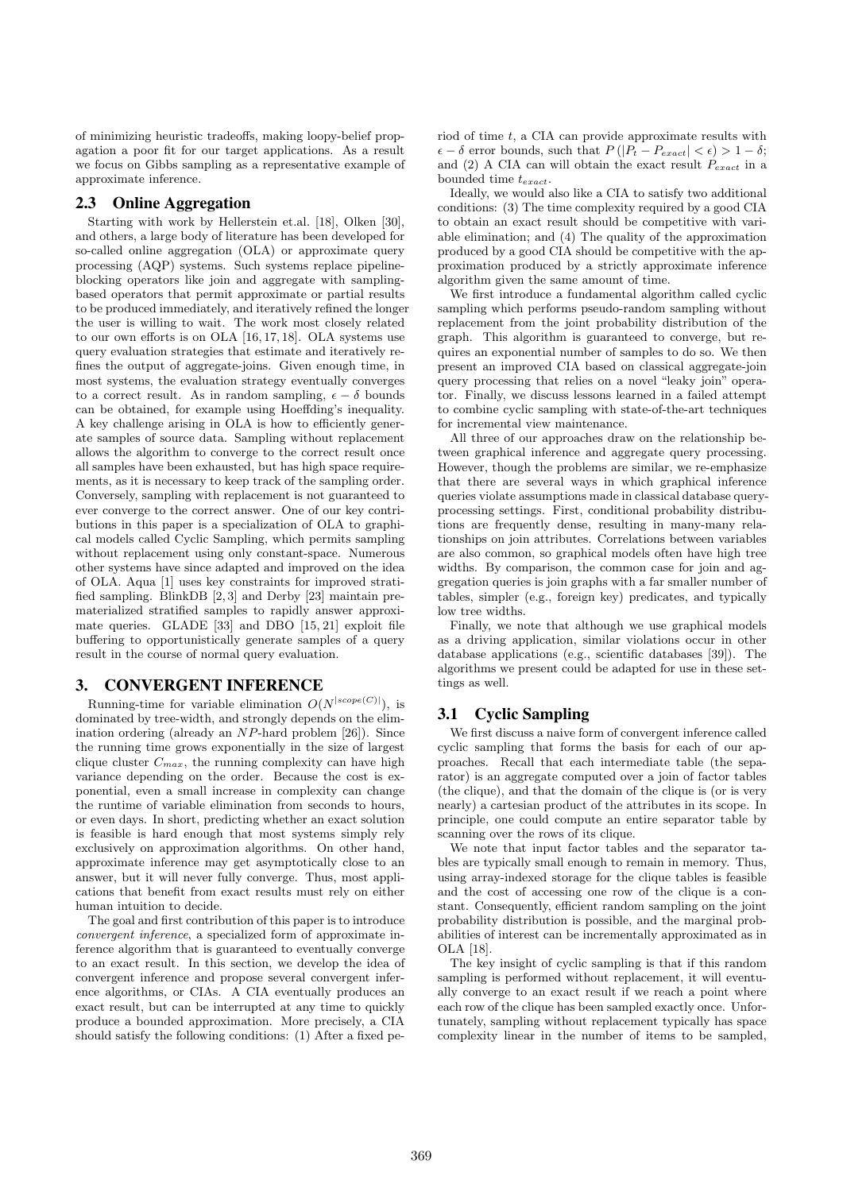of minimizing heuristic tradeoffs, making loopy-belief propagation a poor fit for our target applications. As a result we focus on Gibbs sampling as a representative example of approximate inference.

### 2.3 Online Aggregation

Starting with work by Hellerstein et.al. [18], Olken [30], and others, a large body of literature has been developed for so-called online aggregation (OLA) or approximate query processing (AQP) systems. Such systems replace pipeline-blocking operators like join and aggregate with sampling-based operators that permit approximate or partial results to be produced immediately, and iteratively refined the longer the user is willing to wait. The work most closely related to our own efforts is on OLA [16, 17, 18]. OLA systems use query evaluation strategies that estimate and iteratively refines the output of aggregate-joins. Given enough time, in most systems, the evaluation strategy eventually converges to a correct result. As in random sampling, $\epsilon - \delta$ bounds can be obtained, for example using Hoeffding's inequality. A key challenge arising in OLA is how to efficiently generate samples of source data. Sampling without replacement allows the algorithm to converge to the correct result once all samples have been exhausted, but has high space requirements, as it is necessary to keep track of the sampling order. Conversely, sampling with replacement is not guaranteed to ever converge to the correct answer. One of our key contributions in this paper is a specialization of OLA to graphical models called Cyclic Sampling, which permits sampling without replacement using only constant-space. Numerous other systems have since adapted and improved on the idea of OLA. Aqua [1] uses key constraints for improved stratified sampling. BlinkDB [2, 3] and Derby [23] maintain prematerialized stratified samples to rapidly answer approximate queries. GLADE [33] and DBO [15, 21] exploit file buffering to opportunistically generate samples of a query result in the course of normal query evaluation.

## 3. CONVERGENT INFERENCE

Running-time for variable elimination $O(N^{|scope(C)|})$, is dominated by tree-width, and strongly depends on the elimination ordering (already an $NP$-hard problem [26]). Since the running time grows exponentially in the size of largest clique cluster $C_{max}$, the running complexity can have high variance depending on the order. Because the cost is exponential, even a small increase in complexity can change the runtime of variable elimination from seconds to hours, or even days. In short, predicting whether an exact solution is feasible is hard enough that most systems simply rely exclusively on approximation algorithms. On other hand, approximate inference may get asymptotically close to an answer, but it will never fully converge. Thus, most applications that benefit from exact results must rely on either human intuition to decide.

The goal and first contribution of this paper is to introduce *convergent inference*, a specialized form of approximate inference algorithm that is guaranteed to eventually converge to an exact result. In this section, we develop the idea of convergent inference and propose several convergent inference algorithms, or CIAs. A CIA eventually produces an exact result, but can be interrupted at any time to quickly produce a bounded approximation. More precisely, a CIA should satisfy the following conditions: (1) After a fixed period of time $t$, a CIA can provide approximate results with $\epsilon - \delta$ error bounds, such that $P\left(|P_t - P_{exact}| < \epsilon\right) > 1 - \delta$; and (2) A CIA can will obtain the exact result $P_{exact}$ in a bounded time $t_{exact}$.

Ideally, we would also like a CIA to satisfy two additional conditions: (3) The time complexity required by a good CIA to obtain an exact result should be competitive with variable elimination; and (4) The quality of the approximation produced by a good CIA should be competitive with the approximation produced by a strictly approximate inference algorithm given the same amount of time.

We first introduce a fundamental algorithm called cyclic sampling which performs pseudo-random sampling without replacement from the joint probability distribution of the graph. This algorithm is guaranteed to converge, but requires an exponential number of samples to do so. We then present an improved CIA based on classical aggregate-join query processing that relies on a novel "leaky join" operator. Finally, we discuss lessons learned in a failed attempt to combine cyclic sampling with state-of-the-art techniques for incremental view maintenance.

All three of our approaches draw on the relationship between graphical inference and aggregate query processing. However, though the problems are similar, we re-emphasize that there are several ways in which graphical inference queries violate assumptions made in classical database query-processing settings. First, conditional probability distributions are frequently dense, resulting in many-many relationships on join attributes. Correlations between variables are also common, so graphical models often have high tree widths. By comparison, the common case for join and aggregation queries is join graphs with a far smaller number of tables, simpler (e.g., foreign key) predicates, and typically low tree widths.

Finally, we note that although we use graphical models as a driving application, similar violations occur in other database applications (e.g., scientific databases [39]). The algorithms we present could be adapted for use in these settings as well.

### 3.1 Cyclic Sampling

We first discuss a naive form of convergent inference called cyclic sampling that forms the basis for each of our approaches. Recall that each intermediate table (the separator) is an aggregate computed over a join of factor tables (the clique), and that the domain of the clique is (or is very nearly) a cartesian product of the attributes in its scope. In principle, one could compute an entire separator table by scanning over the rows of its clique.

We note that input factor tables and the separator tables are typically small enough to remain in memory. Thus, using array-indexed storage for the clique tables is feasible and the cost of accessing one row of the clique is a constant. Consequently, efficient random sampling on the joint probability distribution is possible, and the marginal probabilities of interest can be incrementally approximated as in OLA [18].

The key insight of cyclic sampling is that if this random sampling is performed without replacement, it will eventually converge to an exact result if we reach a point where each row of the clique has been sampled exactly once. Unfortunately, sampling without replacement typically has space complexity linear in the number of items to be sampled,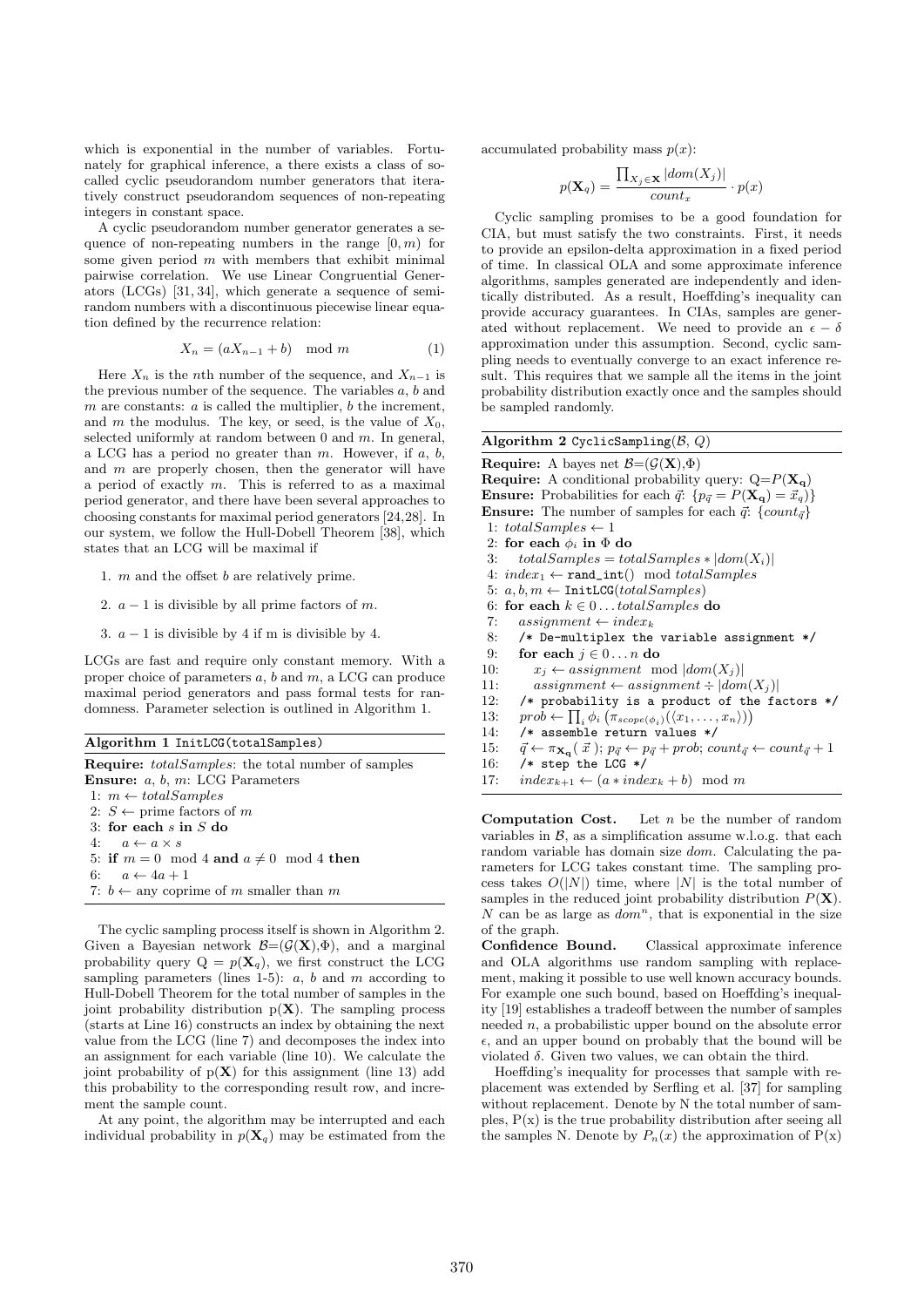which is exponential in the number of variables. Fortunately for graphical inference, a there exists a class of so-called cyclic pseudorandom number generators that iteratively construct pseudorandom sequences of non-repeating integers in constant space.

A cyclic pseudorandom number generator generates a sequence of non-repeating numbers in the range $[0, m)$ for some given period $m$ with members that exhibit minimal pairwise correlation. We use Linear Congruential Generators (LCGs) [31, 34], which generate a sequence of semi-random numbers with a discontinuous piecewise linear equation defined by the recurrence relation:

$$X_n = (aX_{n-1} + b) \mod m \tag{1}$$

Here $X_n$ is the $n$th number of the sequence, and $X_{n-1}$ is the previous number of the sequence. The variables $a$, $b$ and $m$ are constants: $a$ is called the multiplier, $b$ the increment, and $m$ the modulus. The key, or seed, is the value of $X_0$, selected uniformly at random between 0 and $m$. In general, a LCG has a period no greater than $m$. However, if $a$, $b$, and $m$ are properly chosen, then the generator will have a period of exactly $m$. This is referred to as a maximal period generator, and there have been several approaches to choosing constants for maximal period generators [24,28]. In our system, we follow the Hull-Dobell Theorem [38], which states that an LCG will be maximal if

1. $m$ and the offset $b$ are relatively prime.
2. $a - 1$ is divisible by all prime factors of $m$.
3. $a - 1$ is divisible by 4 if m is divisible by 4.

LCGs are fast and require only constant memory. With a proper choice of parameters $a$, $b$ and $m$, a LCG can produce maximal period generators and pass formal tests for randomness. Parameter selection is outlined in Algorithm 1.

**Algorithm 1** InitLCG(totalSamples)

**Require:** *totalSamples*: the total number of samples
**Ensure:** $a$, $b$, $m$: LCG Parameters

```
1: m ← totalSamples
2: S ← prime factors of m
3: for each s in S do
4:    a ← a × s
5: if m = 0 mod 4 and a ≠ 0 mod 4 then
6:    a ← 4a + 1
7: b ← any coprime of m smaller than m
```

The cyclic sampling process itself is shown in Algorithm 2. Given a Bayesian network $\mathcal{B}$=($\mathcal{G}(\mathbf{X})$,$\Phi$), and a marginal probability query Q = $p(\mathbf{X}_q)$, we first construct the LCG sampling parameters (lines 1-5): $a$, $b$ and $m$ according to Hull-Dobell Theorem for the total number of samples in the joint probability distribution p($\mathbf{X}$). The sampling process (starts at Line 16) constructs an index by obtaining the next value from the LCG (line 7) and decomposes the index into an assignment for each variable (line 10). We calculate the joint probability of p($\mathbf{X}$) for this assignment (line 13) add this probability to the corresponding result row, and increment the sample count.

At any point, the algorithm may be interrupted and each individual probability in $p(\mathbf{X}_q)$ may be estimated from the accumulated probability mass $p(x)$:

$$p(\mathbf{X}_q) = \frac{\prod_{X_j \in \mathbf{X}} |dom(X_j)|}{count_x} \cdot p(x)$$

Cyclic sampling promises to be a good foundation for CIA, but must satisfy the two constraints. First, it needs to provide an epsilon-delta approximation in a fixed period of time. In classical OLA and some approximate inference algorithms, samples generated are independently and identically distributed. As a result, Hoeffding's inequality can provide accuracy guarantees. In CIAs, samples are generated without replacement. We need to provide an $\epsilon - \delta$ approximation under this assumption. Second, cyclic sampling needs to eventually converge to an exact inference result. This requires that we sample all the items in the joint probability distribution exactly once and the samples should be sampled randomly.

**Algorithm 2** CyclicSampling($\mathcal{B}$, $Q$)

**Require:** A bayes net $\mathcal{B}$=($\mathcal{G}(\mathbf{X})$,$\Phi$)
**Require:** A conditional probability query: Q=$P(\mathbf{X_q})$
**Ensure:** Probabilities for each $\vec{q}$: $\{p_{\vec{q}} = P(\mathbf{X_q}) = \vec{x}_q)\}$
**Ensure:** The number of samples for each $\vec{q}$: $\{count_{\vec{q}}\}$

```
1: totalSamples ← 1
2: for each φ_i in Φ do
3:    totalSamples = totalSamples * |dom(X_i)|
4: index_1 ← rand_int() mod totalSamples
5: a, b, m ← InitLCG(totalSamples)
6: for each k ∈ 0 ... totalSamples do
7:    assignment ← index_k
8:    /* De-multiplex the variable assignment */
9:    for each j ∈ 0 ... n do
10:      x_j ← assignment mod |dom(X_j)|
11:      assignment ← assignment ÷ |dom(X_j)|
12:   /* probability is a product of the factors */
13:   prob ← ∏_i φ_i(π_scope(φ_i)(⟨x_1, ..., x_n⟩))
14:   /* assemble return values */
15:   q⃗ ← π_Xq(x⃗); p_q⃗ ← p_q⃗ + prob; count_q⃗ ← count_q⃗ + 1
16:   /* step the LCG */
17:   index_{k+1} ← (a * index_k + b) mod m
```

**Computation Cost.** Let $n$ be the number of random variables in $\mathcal{B}$, as a simplification assume w.l.o.g. that each random variable has domain size $dom$. Calculating the parameters for LCG takes constant time. The sampling process takes $O(|N|)$ time, where $|N|$ is the total number of samples in the reduced joint probability distribution $P(\mathbf{X})$. $N$ can be as large as $dom^n$, that is exponential in the size of the graph.

**Confidence Bound.** Classical approximate inference and OLA algorithms use random sampling with replacement, making it possible to use well known accuracy bounds. For example one such bound, based on Hoeffding's inequality [19] establishes a tradeoff between the number of samples needed $n$, a probabilistic upper bound on the absolute error $\epsilon$, and an upper bound on probably that the bound will be violated $\delta$. Given two values, we can obtain the third.

Hoeffding's inequality for processes that sample with replacement was extended by Serfling et al. [37] for sampling without replacement. Denote by N the total number of samples, P(x) is the true probability distribution after seeing all the samples N. Denote by $P_n(x)$ the approximation of P(x)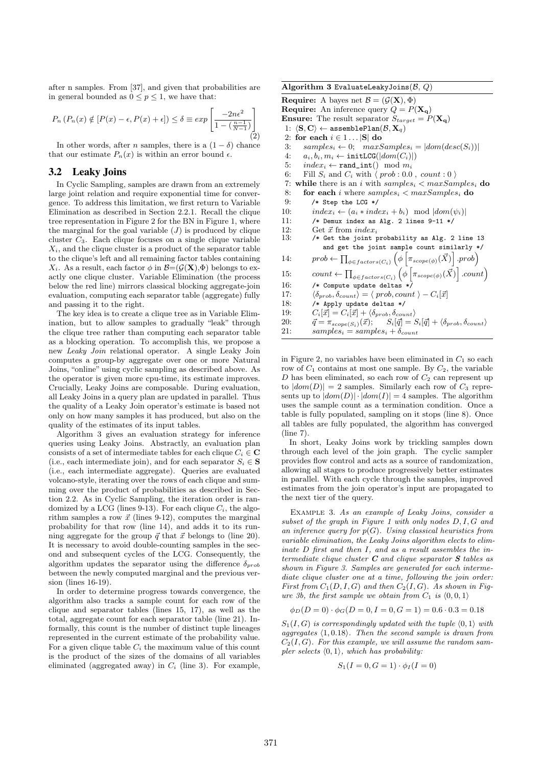after n samples. From [37], and given that probabilities are in general bounded as $0 \leq p \leq 1$, we have that:

$$P_n\left(P_n(x) \notin [P(x) - \epsilon, P(x) + \epsilon]\right) \leq \delta \equiv exp\left[\frac{-2n\epsilon^2}{1 - \left(\frac{n-1}{N-1}\right)}\right] \quad (2)$$

In other words, after $n$ samples, there is a $(1 - \delta)$ chance that our estimate $P_n(x)$ is within an error bound $\epsilon$.

## 3.2 Leaky Joins

In Cyclic Sampling, samples are drawn from an extremely large joint relation and require exponential time for convergence. To address this limitation, we first return to Variable Elimination as described in Section 2.2.1. Recall the clique tree representation in Figure 2 for the BN in Figure 1, where the marginal for the goal variable ($J$) is produced by clique cluster $C_3$. Each clique focuses on a single clique variable $X_i$, and the clique cluster is a product of the separator table to the clique's left and all remaining factor tables containing $X_i$. As a result, each factor $\phi$ in $\mathcal{B}$=($\mathcal{G}$(**X**),$\Phi$) belongs to exactly one clique cluster. Variable Elimination (the process below the red line) mirrors classical blocking aggregate-join evaluation, computing each separator table (aggregate) fully and passing it to the right.

The key idea is to create a clique tree as in Variable Elimination, but to allow samples to gradually "leak" through the clique tree rather than computing each separator table as a blocking operation. To accomplish this, we propose a new *Leaky Join* relational operator. A single Leaky Join computes a group-by aggregate over one or more Natural Joins, "online" using cyclic sampling as described above. As the operator is given more cpu-time, its estimate improves. Crucially, Leaky Joins are composable. During evaluation, all Leaky Joins in a query plan are updated in parallel. Thus the quality of a Leaky Join operator's estimate is based not only on how many samples it has produced, but also on the quality of the estimates of its input tables.

Algorithm 3 gives an evaluation strategy for inference queries using Leaky Joins. Abstractly, an evaluation plan consists of a set of intermediate tables for each clique $C_i \in \mathbf{C}$ (i.e., each intermediate join), and for each separator $S_i \in \mathbf{S}$ (i.e., each intermediate aggregate). Queries are evaluated volcano-style, iterating over the rows of each clique and summing over the product of probabilities as described in Section 2.2. As in Cyclic Sampling, the iteration order is randomized by a LCG (lines 9-13). For each clique $C_i$, the algorithm samples a row $\vec{x}$ (lines 9-12), computes the marginal probability for that row (line 14), and adds it to its running aggregate for the group $\vec{q}$ that $\vec{x}$ belongs to (line 20). It is necessary to avoid double-counting samples in the second and subsequent cycles of the LCG. Consequently, the algorithm updates the separator using the difference $\delta_{prob}$ between the newly computed marginal and the previous version (lines 16-19).

In order to determine progress towards convergence, the algorithm also tracks a sample count for each row of the clique and separator tables (lines 15, 17), as well as the total, aggregate count for each separator table (line 21). Informally, this count is the number of distinct tuple lineages represented in the current estimate of the probability value. For a given clique table $C_i$ the maximum value of this count is the product of the sizes of the domains of all variables eliminated (aggregated away) in $C_i$ (line 3). For example,

**Algorithm 3** `EvaluateLeakyJoins`($\mathcal{B}$, $Q$)

**Require:** A bayes net $\mathcal{B} = (\mathcal{G}(\mathbf{X}), \Phi)$
**Require:** An inference query $Q = P(\mathbf{X_q})$
**Ensure:** The result separator $S_{target} = P(\mathbf{X_q})$

1: $\langle \mathbf{S}, \mathbf{C} \rangle \leftarrow$ `assemblePlan`($\mathcal{B}, \mathbf{X}_q$)
2: **for each** $i \in 1 \ldots |\mathbf{S}|$ **do**
3: $\quad samples_i \leftarrow 0; \quad maxSamples_i = |dom(desc(S_i))|$
4: $\quad a_i, b_i, m_i \leftarrow$ `initLCG`($|dom(C_i)|$)
5: $\quad index_i \leftarrow$ `rand_int()` mod $m_i$
6: $\quad$Fill $S_i$ and $C_i$ with $\langle$ $prob : 0.0$ , $count : 0$ $\rangle$
7: **while** there is an $i$ with $samples_i < maxSamples_i$ **do**
8: $\quad$**for each** $i$ where $samples_i < maxSamples_i$ **do**
9: $\quad\quad$`/* Step the LCG */`
10: $\quad\quad index_i \leftarrow (a_i * index_i + b_i) \mod |dom(\psi_i)|$
11: $\quad\quad$`/* Demux index as Alg. 2 lines 9-11 */`
12: $\quad\quad$Get $\vec{x}$ from $index_i$
13: $\quad\quad$`/* Get the joint probability as Alg. 2 line 13 and get the joint sample count similarly */`
14: $\quad\quad prob \leftarrow \prod_{\phi \in factors(C_i)} \left(\phi\left[\pi_{scope(\phi)}(\vec{X})\right].prob\right)$
15: $\quad\quad count \leftarrow \prod_{\phi \in factors(C_i)} \left(\phi\left[\pi_{scope(\phi)}(\vec{X})\right].count\right)$
16: $\quad\quad$`/* Compute update deltas */`
17: $\quad\quad \langle \delta_{prob}, \delta_{count} \rangle = \langle\, prob, count \,\rangle - C_i[\vec{x}]$
18: $\quad\quad$`/* Apply update deltas */`
19: $\quad\quad C_i[\vec{x}] = C_i[\vec{x}] + \langle \delta_{prob}, \delta_{count} \rangle$
20: $\quad\quad \vec{q} = \pi_{scope(S_i)}(\vec{x}); \quad S_i[\vec{q}] = S_i[\vec{q}] + \langle \delta_{prob}, \delta_{count} \rangle$
21: $\quad\quad samples_i = samples_i + \delta_{count}$

in Figure 2, no variables have been eliminated in $C_1$ so each row of $C_1$ contains at most one sample. By $C_2$, the variable $D$ has been eliminated, so each row of $C_2$ can represent up to $|dom(D)| = 2$ samples. Similarly each row of $C_3$ represents up to $|dom(D)| \cdot |dom(I)| = 4$ samples. The algorithm uses the sample count as a termination condition. Once a table is fully populated, sampling on it stops (line 8). Once all tables are fully populated, the algorithm has converged (line 7).

In short, Leaky Joins work by trickling samples down through each level of the join graph. The cyclic sampler provides flow control and acts as a source of randomization, allowing all stages to produce progressively better estimates in parallel. With each cycle through the samples, improved estimates from the join operator's input are propagated to the next tier of the query.

EXAMPLE 3. *As an example of Leaky Joins, consider a subset of the graph in Figure 1 with only nodes $D, I, G$ and an inference query for $p(G)$. Using classical heuristics from variable elimination, the Leaky Joins algorithm elects to eliminate $D$ first and then $I$, and as a result assembles the intermediate clique cluster **C** and clique separator **S** tables as shown in Figure 3. Samples are generated for each intermediate clique cluster one at a time, following the join order: First from $C_1(D, I, G)$ and then $C_2(I, G)$. As shown in Figure 3b, the first sample we obtain from $C_1$ is $\langle 0, 0, 1 \rangle$*

$$\phi_D(D = 0) \cdot \phi_G(D = 0, I = 0, G = 1) = 0.6 \cdot 0.3 = 0.18$$

*$S_1(I, G)$ is correspondingly updated with the tuple $\langle 0, 1 \rangle$ with aggregates $\langle 1, 0.18 \rangle$. Then the second sample is drawn from $C_2(I, G)$. For this example, we will assume the random sampler selects $\langle 0, 1 \rangle$, which has probability:*

$$S_1(I = 0, G = 1) \cdot \phi_I(I = 0)$$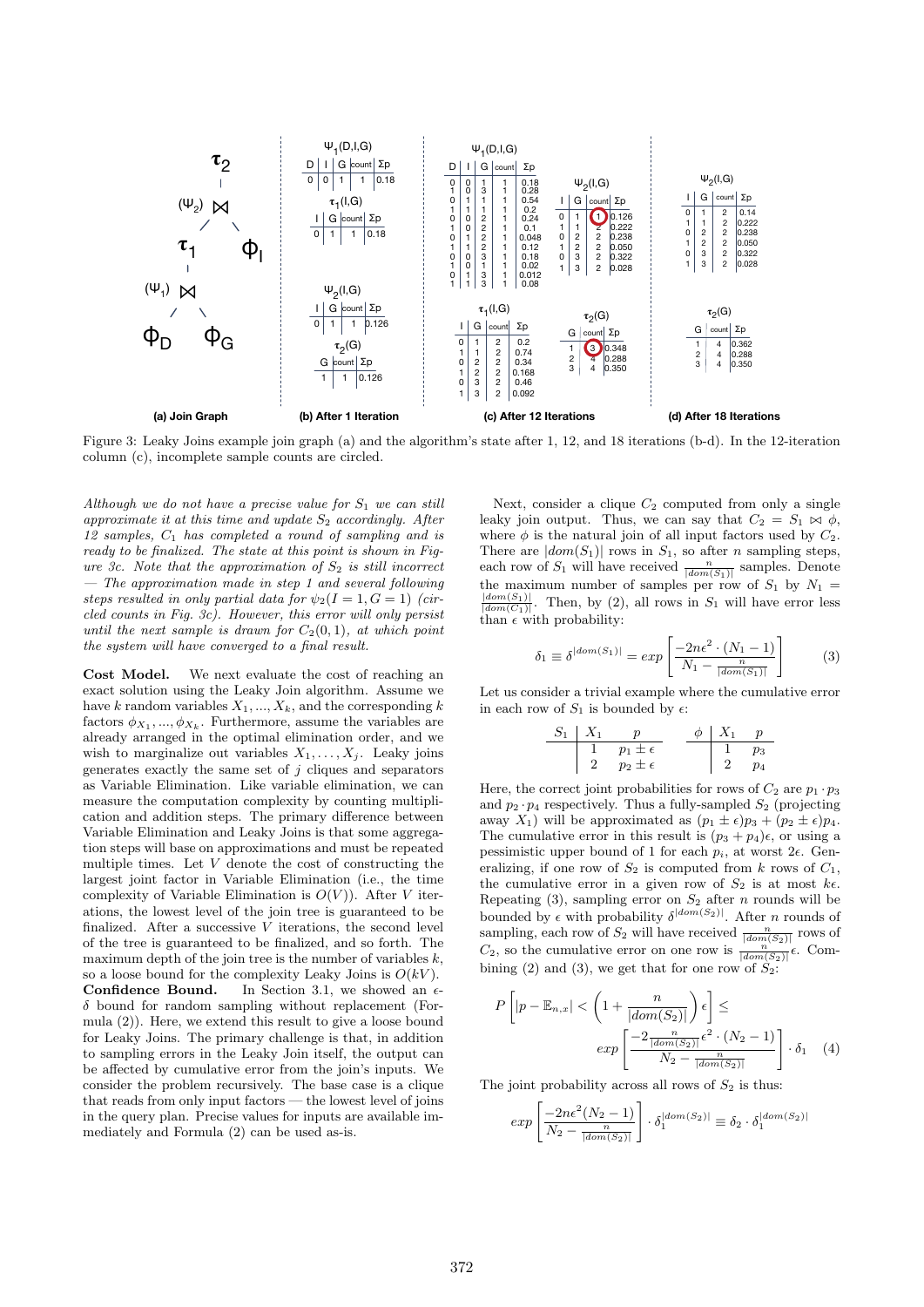Figure 3: Leaky Joins example join graph (a) and the algorithm's state after 1, 12, and 18 iterations (b-d). In the 12-iteration column (c), incomplete sample counts are circled.

*Although we do not have a precise value for $S_1$ we can still approximate it at this time and update $S_2$ accordingly. After 12 samples, $C_1$ has completed a round of sampling and is ready to be finalized. The state at this point is shown in Figure 3c. Note that the approximation of $S_2$ is still incorrect — The approximation made in step 1 and several following steps resulted in only partial data for $\psi_2(I = 1, G = 1)$ (circled counts in Fig. 3c). However, this error will only persist until the next sample is drawn for $C_2(0, 1)$, at which point the system will have converged to a final result.*

**Cost Model.** We next evaluate the cost of reaching an exact solution using the Leaky Join algorithm. Assume we have $k$ random variables $X_1, ..., X_k$, and the corresponding $k$ factors $\phi_{X_1}, ..., \phi_{X_k}$. Furthermore, assume the variables are already arranged in the optimal elimination order, and we wish to marginalize out variables $X_1, \ldots, X_j$. Leaky joins generates exactly the same set of $j$ cliques and separators as Variable Elimination. Like variable elimination, we can measure the computation complexity by counting multiplication and addition steps. The primary difference between Variable Elimination and Leaky Joins is that some aggregation steps will base on approximations and must be repeated multiple times. Let $V$ denote the cost of constructing the largest joint factor in Variable Elimination (i.e., the time complexity of Variable Elimination is $O(V)$). After $V$ iterations, the lowest level of the join tree is guaranteed to be finalized. After a successive $V$ iterations, the second level of the tree is guaranteed to be finalized, and so forth. The maximum depth of the join tree is the number of variables $k$, so a loose bound for the complexity Leaky Joins is $O(kV)$.

**Confidence Bound.** In Section 3.1, we showed an $\epsilon$-$\delta$ bound for random sampling without replacement (Formula (2)). Here, we extend this result to give a loose bound for Leaky Joins. The primary challenge is that, in addition to sampling errors in the Leaky Join itself, the output can be affected by cumulative error from the join's inputs. We consider the problem recursively. The base case is a clique that reads from only input factors — the lowest level of joins in the query plan. Precise values for inputs are available immediately and Formula (2) can be used as-is.

Next, consider a clique $C_2$ computed from only a single leaky join output. Thus, we can say that $C_2 = S_1 \bowtie \phi$, where $\phi$ is the natural join of all input factors used by $C_2$. There are $|dom(S_1)|$ rows in $S_1$, so after $n$ sampling steps, each row of $S_1$ will have received $\frac{n}{|dom(S_1)|}$ samples. Denote the maximum number of samples per row of $S_1$ by $N_1 = \frac{|dom(S_1)|}{|dom(C_1)|}$. Then, by (2), all rows in $S_1$ will have error less than $\epsilon$ with probability:

$$\delta_1 \equiv \delta^{|dom(S_1)|} = exp\left[\frac{-2n\epsilon^2 \cdot (N_1 - 1)}{N_1 - \frac{n}{|dom(S_1)|}}\right] \quad (3)$$

Let us consider a trivial example where the cumulative error in each row of $S_1$ is bounded by $\epsilon$:

| $S_1$ | $X_1$ | $p$ |
|---|---|---|
| | 1 | $p_1 \pm \epsilon$ |
| | 2 | $p_2 \pm \epsilon$ |

| $\phi$ | $X_1$ | $p$ |
|---|---|---|
| | 1 | $p_3$ |
| | 2 | $p_4$ |

Here, the correct joint probabilities for rows of $C_2$ are $p_1 \cdot p_3$ and $p_2 \cdot p_4$ respectively. Thus a fully-sampled $S_2$ (projecting away $X_1$) will be approximated as $(p_1 \pm \epsilon)p_3 + (p_2 \pm \epsilon)p_4$. The cumulative error in this result is $(p_3 + p_4)\epsilon$, or using a pessimistic upper bound of 1 for each $p_i$, at worst $2\epsilon$. Generalizing, if one row of $S_2$ is computed from $k$ rows of $C_1$, the cumulative error in a given row of $S_2$ is at most $k\epsilon$. Repeating (3), sampling error on $S_2$ after $n$ rounds will be bounded by $\epsilon$ with probability $\delta^{|dom(S_2)|}$. After $n$ rounds of sampling, each row of $S_2$ will have received $\frac{n}{|dom(S_2)|}$ rows of $C_2$, so the cumulative error on one row is $\frac{n}{|dom(S_2)|}\epsilon$. Combining (2) and (3), we get that for one row of $S_2$:

$$P\left[|p - \mathbb{E}_{n,x}| < \left(1 + \frac{n}{|dom(S_2)|}\right)\epsilon\right] \leq exp\left[\frac{-2\frac{n}{|dom(S_2)|}\epsilon^2 \cdot (N_2 - 1)}{N_2 - \frac{n}{|dom(S_2)|}}\right] \cdot \delta_1 \quad (4)$$

The joint probability across all rows of $S_2$ is thus:

$$exp\left[\frac{-2n\epsilon^2(N_2 - 1)}{N_2 - \frac{n}{|dom(S_2)|}}\right] \cdot \delta_1^{|dom(S_2)|} \equiv \delta_2 \cdot \delta_1^{|dom(S_2)|}$$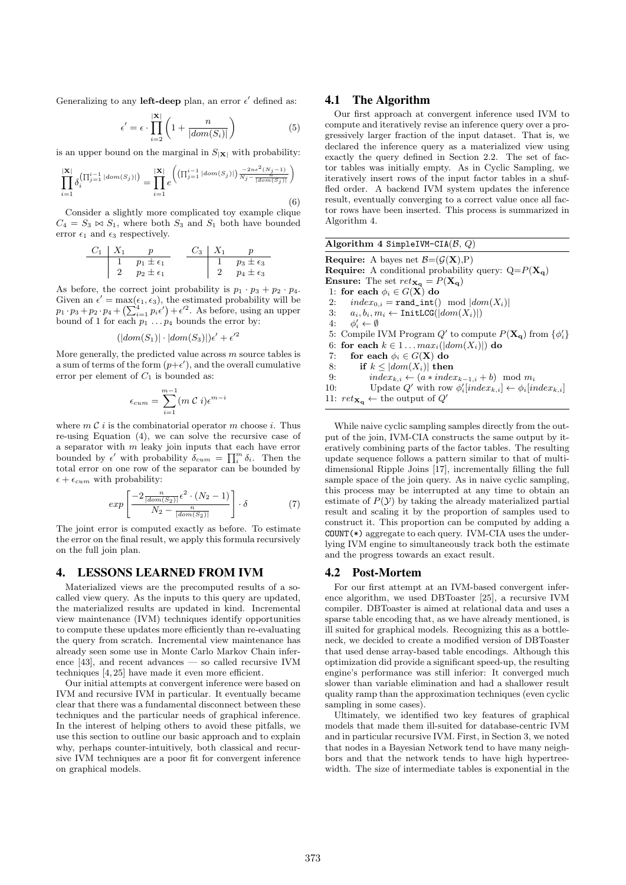Generalizing to any **left-deep** plan, an error $\epsilon'$ defined as:

$$\epsilon' = \epsilon \cdot \prod_{i=2}^{|\mathbf{X}|} \left(1 + \frac{n}{|dom(S_i)|}\right) \tag{5}$$

is an upper bound on the marginal in $S_{|\mathbf{X}|}$ with probability:

$$\prod_{i=1}^{|\mathbf{X}|} \delta_i^{\left(\prod_{j=1}^{i-1} |dom(S_j)|\right)} = \prod_{i=1}^{|\mathbf{X}|} e^{\left(\left(\prod_{j=1}^{i-1} |dom(S_j)|\right) \frac{-2n\epsilon^2 (N_j - 1)}{N_j - \frac{n}{|dom(S_j)|}}\right)} \tag{6}$$

Consider a slightly more complicated toy example clique $C_4 = S_3 \bowtie S_1$, where both $S_3$ and $S_1$ both have bounded error $\epsilon_1$ and $\epsilon_3$ respectively.

| $C_1$ | $X_1$ | $p$ |
|---|---|---|
| | 1 | $p_1 \pm \epsilon_1$ |
| | 2 | $p_2 \pm \epsilon_1$ |

| $C_3$ | $X_1$ | $p$ |
|---|---|---|
| | 1 | $p_3 \pm \epsilon_3$ |
| | 2 | $p_4 \pm \epsilon_3$ |

As before, the correct joint probability is $p_1 \cdot p_3 + p_2 \cdot p_4$. Given an $\epsilon' = \max(\epsilon_1, \epsilon_3)$, the estimated probability will be $p_1 \cdot p_3 + p_2 \cdot p_4 + \left(\sum_{i=1}^{4} p_i \epsilon'\right) + \epsilon'^2$. As before, using an upper bound of 1 for each $p_1 \ldots p_4$ bounds the error by:

$$(|dom(S_1)| \cdot |dom(S_3)|)\epsilon' + \epsilon'^2$$

More generally, the predicted value across $m$ source tables is a sum of terms of the form $(p+\epsilon')$, and the overall cumulative error per element of $C_1$ is bounded as:

$$\epsilon_{cum} = \sum_{i=1}^{m-1} (m \ \mathcal{C} \ i)\epsilon^{m-i}$$

where $m \ \mathcal{C} \ i$ is the combinatorial operator $m$ choose $i$. Thus re-using Equation (4), we can solve the recursive case of a separator with $m$ leaky join inputs that each have error bounded by $\epsilon'$ with probability $\delta_{cum} = \prod_i^m \delta_i$. Then the total error on one row of the separator can be bounded by $\epsilon + \epsilon_{cum}$ with probability:

$$exp\left[\frac{-2\frac{n}{|dom(S_2)|}\epsilon^2 \cdot (N_2 - 1)}{N_2 - \frac{n}{|dom(S_2)|}}\right] \cdot \delta \tag{7}$$

The joint error is computed exactly as before. To estimate the error on the final result, we apply this formula recursively on the full join plan.

## 4. LESSONS LEARNED FROM IVM

Materialized views are the precomputed results of a so-called view query. As the inputs to this query are updated, the materialized results are updated in kind. Incremental view maintenance (IVM) techniques identify opportunities to compute these updates more efficiently than re-evaluating the query from scratch. Incremental view maintenance has already seen some use in Monte Carlo Markov Chain inference [43], and recent advances — so called recursive IVM techniques [4, 25] have made it even more efficient.

Our initial attempts at convergent inference were based on IVM and recursive IVM in particular. It eventually became clear that there was a fundamental disconnect between these techniques and the particular needs of graphical inference. In the interest of helping others to avoid these pitfalls, we use this section to outline our basic approach and to explain why, perhaps counter-intuitively, both classical and recursive IVM techniques are a poor fit for convergent inference on graphical models.

### 4.1 The Algorithm

Our first approach at convergent inference used IVM to compute and iteratively revise an inference query over a progressively larger fraction of the input dataset. That is, we declared the inference query as a materialized view using exactly the query defined in Section 2.2. The set of factor tables was initially empty. As in Cyclic Sampling, we iteratively insert rows of the input factor tables in a shuffled order. A backend IVM system updates the inference result, eventually converging to a correct value once all factor rows have been inserted. This process is summarized in Algorithm 4.

**Algorithm 4** `SimpleIVM-CIA`($\mathcal{B}$, $Q$)

**Require:** A bayes net $\mathcal{B}$=($\mathcal{G}(\mathbf{X})$,P)
**Require:** A conditional probability query: Q=$P(\mathbf{X_q})$
**Ensure:** The set $ret_{\mathbf{X_q}} = P(\mathbf{X_q})$
1: **for each** $\phi_i \in G(\mathbf{X})$ **do**
2: $\quad index_{0,i} = \texttt{rand\_int}() \mod |dom(X_i)|$
3: $\quad a_i, b_i, m_i \leftarrow \texttt{InitLCG}(|dom(X_i)|)$
4: $\quad \phi'_i \leftarrow \emptyset$
5: Compile IVM Program $Q'$ to compute $P(\mathbf{X_q})$ from $\{\phi'_i\}$
6: **for each** $k \in 1 \ldots max_i(|dom(X_i)|)$ **do**
7: $\quad$ **for each** $\phi_i \in G(\mathbf{X})$ **do**
8: $\quad\quad$ **if** $k \leq |dom(X_i)|$ **then**
9: $\quad\quad\quad index_{k,i} \leftarrow (a * index_{k-1,i} + b) \mod m_i$
10: $\quad\quad\quad$ Update $Q'$ with row $\phi'_i[index_{k,i}] \leftarrow \phi_i[index_{k,i}]$
11: $ret_{\mathbf{X_q}} \leftarrow$ the output of $Q'$

While naive cyclic sampling samples directly from the output of the join, IVM-CIA constructs the same output by iteratively combining parts of the factor tables. The resulting update sequence follows a pattern similar to that of multi-dimensional Ripple Joins [17], incrementally filling the full sample space of the join query. As in naive cyclic sampling, this process may be interrupted at any time to obtain an estimate of $P(\mathcal{Y})$ by taking the already materialized partial result and scaling it by the proportion of samples used to construct it. This proportion can be computed by adding a `COUNT(*)` aggregate to each query. IVM-CIA uses the underlying IVM engine to simultaneously track both the estimate and the progress towards an exact result.

### 4.2 Post-Mortem

For our first attempt at an IVM-based convergent inference algorithm, we used DBToaster [25], a recursive IVM compiler. DBToaster is aimed at relational data and uses a sparse table encoding that, as we have already mentioned, is ill suited for graphical models. Recognizing this as a bottleneck, we decided to create a modified version of DBToaster that used dense array-based table encodings. Although this optimization did provide a significant speed-up, the resulting engine's performance was still inferior: It converged much slower than variable elimination and had a shallower result quality ramp than the approximation techniques (even cyclic sampling in some cases).

Ultimately, we identified two key features of graphical models that made them ill-suited for database-centric IVM and in particular recursive IVM. First, in Section 3, we noted that nodes in a Bayesian Network tend to have many neighbors and that the network tends to have high hypertree-width. The size of intermediate tables is exponential in the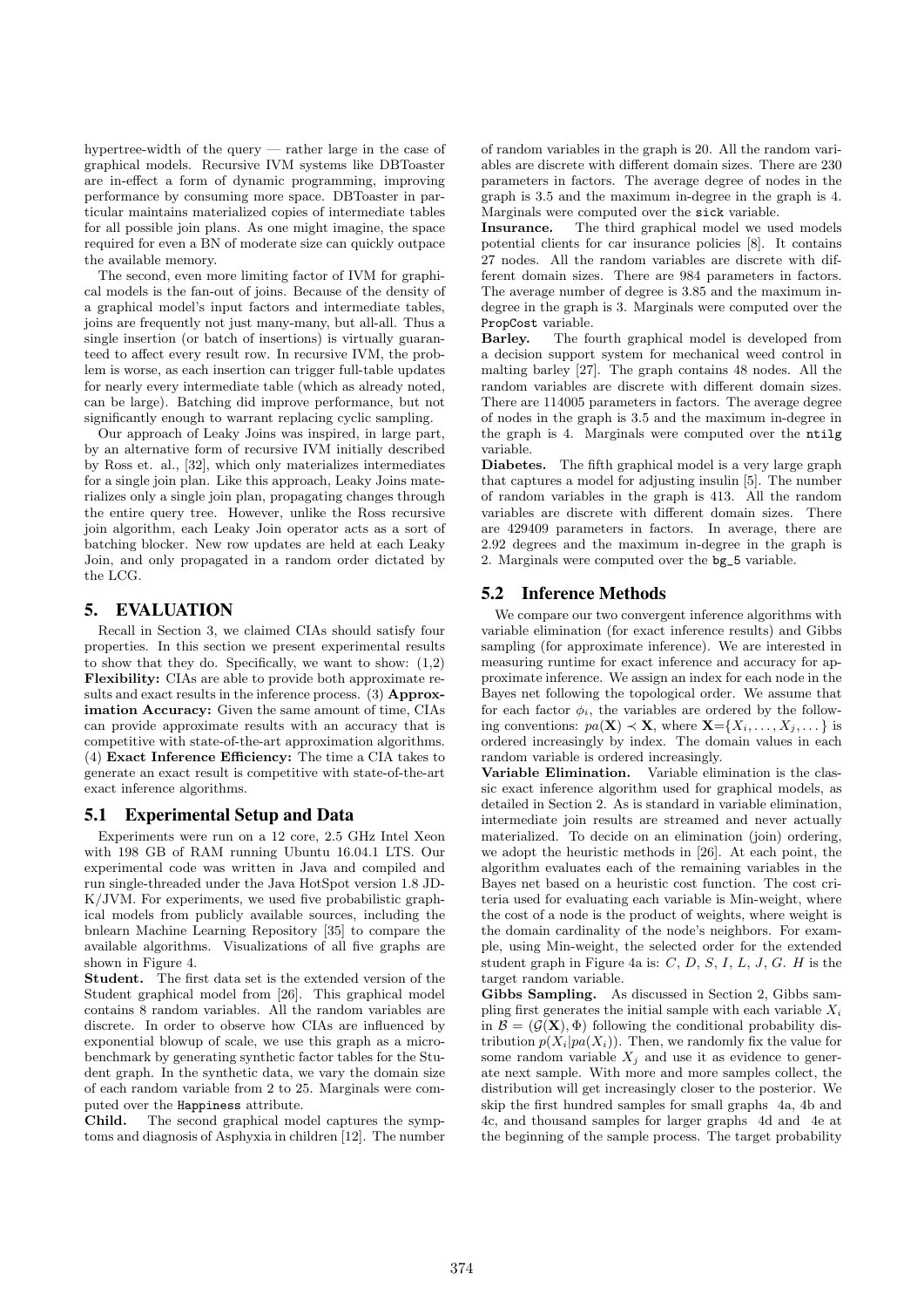hypertree-width of the query — rather large in the case of graphical models. Recursive IVM systems like DBToaster are in-effect a form of dynamic programming, improving performance by consuming more space. DBToaster in particular maintains materialized copies of intermediate tables for all possible join plans. As one might imagine, the space required for even a BN of moderate size can quickly outpace the available memory.

The second, even more limiting factor of IVM for graphical models is the fan-out of joins. Because of the density of a graphical model's input factors and intermediate tables, joins are frequently not just many-many, but all-all. Thus a single insertion (or batch of insertions) is virtually guaranteed to affect every result row. In recursive IVM, the problem is worse, as each insertion can trigger full-table updates for nearly every intermediate table (which as already noted, can be large). Batching did improve performance, but not significantly enough to warrant replacing cyclic sampling.

Our approach of Leaky Joins was inspired, in large part, by an alternative form of recursive IVM initially described by Ross et. al., [32], which only materializes intermediates for a single join plan. Like this approach, Leaky Joins materializes only a single join plan, propagating changes through the entire query tree. However, unlike the Ross recursive join algorithm, each Leaky Join operator acts as a sort of batching blocker. New row updates are held at each Leaky Join, and only propagated in a random order dictated by the LCG.

# 5. EVALUATION

Recall in Section 3, we claimed CIAs should satisfy four properties. In this section we present experimental results to show that they do. Specifically, we want to show: (1,2) **Flexibility:** CIAs are able to provide both approximate results and exact results in the inference process. (3) **Approximation Accuracy:** Given the same amount of time, CIAs can provide approximate results with an accuracy that is competitive with state-of-the-art approximation algorithms. (4) **Exact Inference Efficiency:** The time a CIA takes to generate an exact result is competitive with state-of-the-art exact inference algorithms.

## 5.1 Experimental Setup and Data

Experiments were run on a 12 core, 2.5 GHz Intel Xeon with 198 GB of RAM running Ubuntu 16.04.1 LTS. Our experimental code was written in Java and compiled and run single-threaded under the Java HotSpot version 1.8 JDK/JVM. For experiments, we used five probabilistic graphical models from publicly available sources, including the bnlearn Machine Learning Repository [35] to compare the available algorithms. Visualizations of all five graphs are shown in Figure 4.

**Student.** The first data set is the extended version of the Student graphical model from [26]. This graphical model contains 8 random variables. All the random variables are discrete. In order to observe how CIAs are influenced by exponential blowup of scale, we use this graph as a microbenchmark by generating synthetic factor tables for the Student graph. In the synthetic data, we vary the domain size of each random variable from 2 to 25. Marginals were computed over the `Happiness` attribute.

**Child.** The second graphical model captures the symptoms and diagnosis of Asphyxia in children [12]. The number of random variables in the graph is 20. All the random variables are discrete with different domain sizes. There are 230 parameters in factors. The average degree of nodes in the graph is 3.5 and the maximum in-degree in the graph is 4. Marginals were computed over the `sick` variable.

**Insurance.** The third graphical model we used models potential clients for car insurance policies [8]. It contains 27 nodes. All the random variables are discrete with different domain sizes. There are 984 parameters in factors. The average number of degree is 3.85 and the maximum in-degree in the graph is 3. Marginals were computed over the `PropCost` variable.

**Barley.** The fourth graphical model is developed from a decision support system for mechanical weed control in malting barley [27]. The graph contains 48 nodes. All the random variables are discrete with different domain sizes. There are 114005 parameters in factors. The average degree of nodes in the graph is 3.5 and the maximum in-degree in the graph is 4. Marginals were computed over the `ntilg` variable.

**Diabetes.** The fifth graphical model is a very large graph that captures a model for adjusting insulin [5]. The number of random variables in the graph is 413. All the random variables are discrete with different domain sizes. There are 429409 parameters in factors. In average, there are 2.92 degrees and the maximum in-degree in the graph is 2. Marginals were computed over the `bg_5` variable.

## 5.2 Inference Methods

We compare our two convergent inference algorithms with variable elimination (for exact inference results) and Gibbs sampling (for approximate inference). We are interested in measuring runtime for exact inference and accuracy for approximate inference. We assign an index for each node in the Bayes net following the topological order. We assume that for each factor $\phi_i$, the variables are ordered by the following conventions: $pa(\mathbf{X}) \prec \mathbf{X}$, where $\mathbf{X}=\{X_i, \ldots, X_j, \ldots\}$ is ordered increasingly by index. The domain values in each random variable is ordered increasingly.

**Variable Elimination.** Variable elimination is the classic exact inference algorithm used for graphical models, as detailed in Section 2. As is standard in variable elimination, intermediate join results are streamed and never actually materialized. To decide on an elimination (join) ordering, we adopt the heuristic methods in [26]. At each point, the algorithm evaluates each of the remaining variables in the Bayes net based on a heuristic cost function. The cost criteria used for evaluating each variable is Min-weight, where the cost of a node is the product of weights, where weight is the domain cardinality of the node's neighbors. For example, using Min-weight, the selected order for the extended student graph in Figure 4a is: $C$, $D$, $S$, $I$, $L$, $J$, $G$. $H$ is the target random variable.

**Gibbs Sampling.** As discussed in Section 2, Gibbs sampling first generates the initial sample with each variable $X_i$ in $\mathcal{B} = (\mathcal{G}(\mathbf{X}), \Phi)$ following the conditional probability distribution $p(X_i|pa(X_i))$. Then, we randomly fix the value for some random variable $X_j$ and use it as evidence to generate next sample. With more and more samples collect, the distribution will get increasingly closer to the posterior. We skip the first hundred samples for small graphs 4a, 4b and 4c, and thousand samples for larger graphs 4d and 4e at the beginning of the sample process. The target probability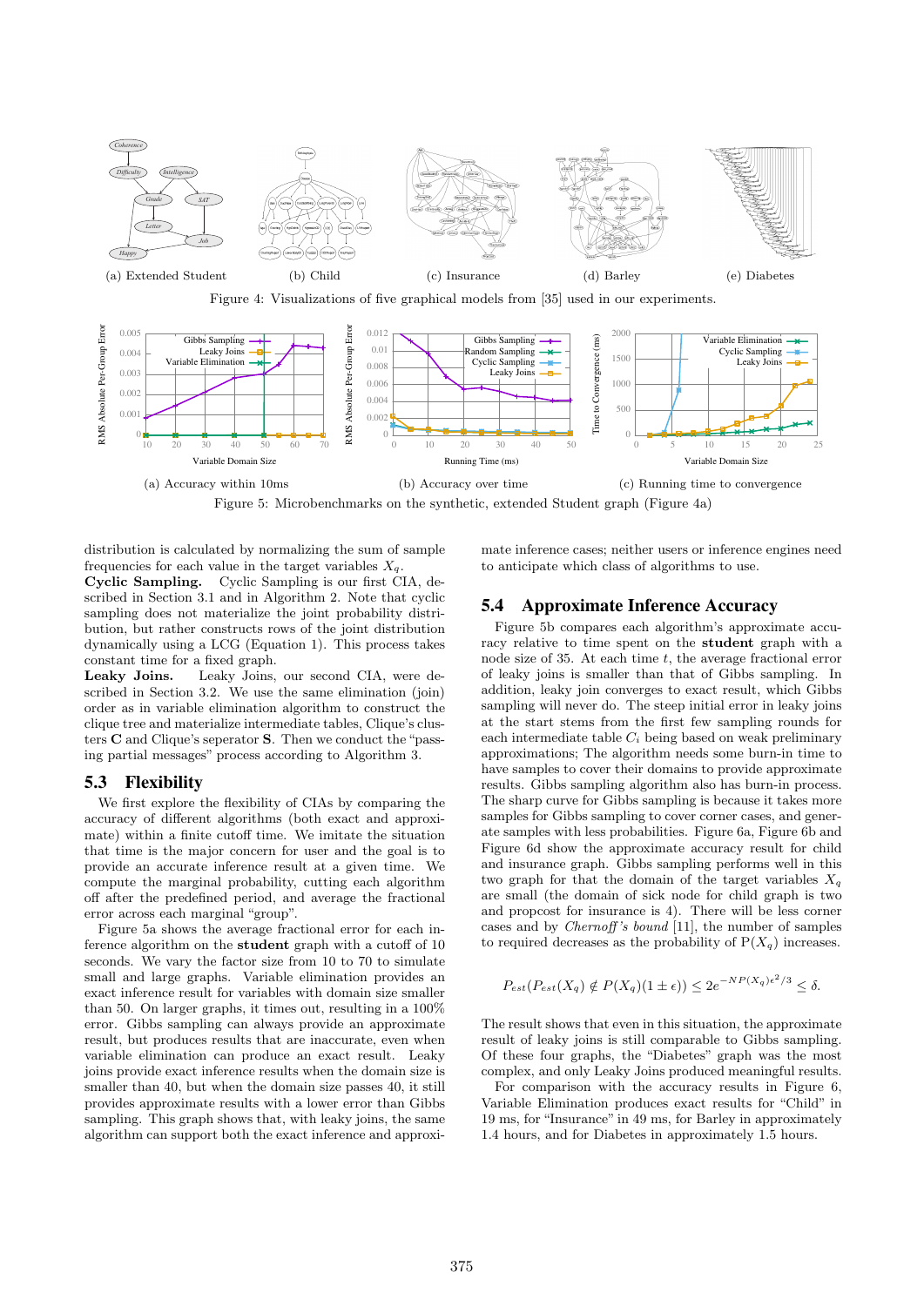(a) Extended Student (b) Child (c) Insurance (d) Barley (e) Diabetes

Figure 4: Visualizations of five graphical models from [35] used in our experiments.

(a) Accuracy within 10ms (b) Accuracy over time (c) Running time to convergence

Figure 5: Microbenchmarks on the synthetic, extended Student graph (Figure 4a)

distribution is calculated by normalizing the sum of sample frequencies for each value in the target variables $X_q$.

**Cyclic Sampling.** Cyclic Sampling is our first CIA, described in Section 3.1 and in Algorithm 2. Note that cyclic sampling does not materialize the joint probability distribution, but rather constructs rows of the joint distribution dynamically using a LCG (Equation 1). This process takes constant time for a fixed graph.

**Leaky Joins.** Leaky Joins, our second CIA, were described in Section 3.2. We use the same elimination (join) order as in variable elimination algorithm to construct the clique tree and materialize intermediate tables, Clique's clusters **C** and Clique's seperator **S**. Then we conduct the "passing partial messages" process according to Algorithm 3.

## 5.3 Flexibility

We first explore the flexibility of CIAs by comparing the accuracy of different algorithms (both exact and approximate) within a finite cutoff time. We imitate the situation that time is the major concern for user and the goal is to provide an accurate inference result at a given time. We compute the marginal probability, cutting each algorithm off after the predefined period, and average the fractional error across each marginal "group".

Figure 5a shows the average fractional error for each inference algorithm on the **student** graph with a cutoff of 10 seconds. We vary the factor size from 10 to 70 to simulate small and large graphs. Variable elimination provides an exact inference result for variables with domain size smaller than 50. On larger graphs, it times out, resulting in a 100% error. Gibbs sampling can always provide an approximate result, but produces results that are inaccurate, even when variable elimination can produce an exact result. Leaky joins provide exact inference results when the domain size is smaller than 40, but when the domain size passes 40, it still provides approximate results with a lower error than Gibbs sampling. This graph shows that, with leaky joins, the same algorithm can support both the exact inference and approximate inference cases; neither users or inference engines need to anticipate which class of algorithms to use.

## 5.4 Approximate Inference Accuracy

Figure 5b compares each algorithm's approximate accuracy relative to time spent on the **student** graph with a node size of 35. At each time $t$, the average fractional error of leaky joins is smaller than that of Gibbs sampling. In addition, leaky join converges to exact result, which Gibbs sampling will never do. The steep initial error in leaky joins at the start stems from the first few sampling rounds for each intermediate table $C_i$ being based on weak preliminary approximations; The algorithm needs some burn-in time to have samples to cover their domains to provide approximate results. Gibbs sampling algorithm also has burn-in process. The sharp curve for Gibbs sampling is because it takes more samples for Gibbs sampling to cover corner cases, and generate samples with less probabilities. Figure 6a, Figure 6b and Figure 6d show the approximate accuracy result for child and insurance graph. Gibbs sampling performs well in this two graph for that the domain of the target variables $X_q$ are small (the domain of sick node for child graph is two and propcost for insurance is 4). There will be less corner cases and by *Chernoff's bound* [11], the number of samples to required decreases as the probability of $P(X_q)$ increases.

$$P_{est}(P_{est}(X_q) \notin P(X_q)(1 \pm \epsilon)) \leq 2e^{-NP(X_q)\epsilon^2/3} \leq \delta.$$

The result shows that even in this situation, the approximate result of leaky joins is still comparable to Gibbs sampling. Of these four graphs, the "Diabetes" graph was the most complex, and only Leaky Joins produced meaningful results.

For comparison with the accuracy results in Figure 6, Variable Elimination produces exact results for "Child" in 19 ms, for "Insurance" in 49 ms, for Barley in approximately 1.4 hours, and for Diabetes in approximately 1.5 hours.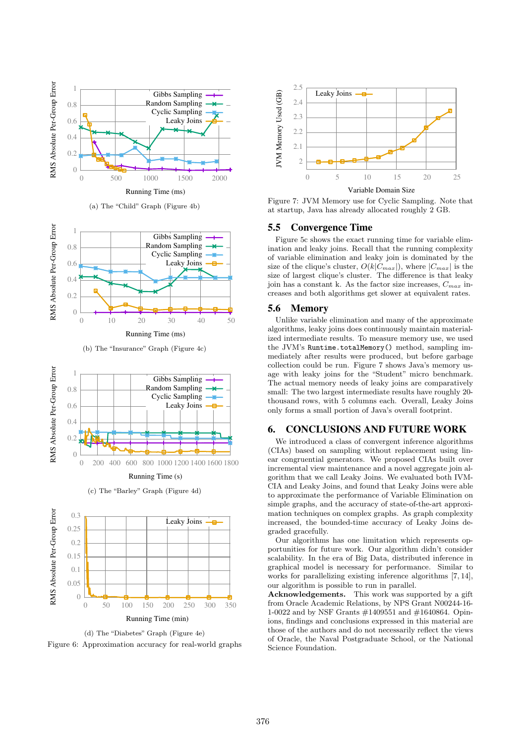(a) The "Child" Graph (Figure 4b)

(b) The "Insurance" Graph (Figure 4c)

(c) The "Barley" Graph (Figure 4d)

(d) The "Diabetes" Graph (Figure 4e)

Figure 6: Approximation accuracy for real-world graphs

Figure 7: JVM Memory use for Cyclic Sampling. Note that at startup, Java has already allocated roughly 2 GB.

## 5.5 Convergence Time

Figure 5c shows the exact running time for variable elimination and leaky joins. Recall that the running complexity of variable elimination and leaky join is dominated by the size of the clique's cluster, $O(k|C_{max}|)$, where $|C_{max}|$ is the size of largest clique's cluster. The difference is that leaky join has a constant k. As the factor size increases, $C_{max}$ increases and both algorithms get slower at equivalent rates.

## 5.6 Memory

Unlike variable elimination and many of the approximate algorithms, leaky joins does continuously maintain materialized intermediate results. To measure memory use, we used the JVM's `Runtime.totalMemory()` method, sampling immediately after results were produced, but before garbage collection could be run. Figure 7 shows Java's memory usage with leaky joins for the "Student" micro benchmark. The actual memory needs of leaky joins are comparatively small: The two largest intermediate results have roughly 20-thousand rows, with 5 columns each. Overall, Leaky Joins only forms a small portion of Java's overall footprint.

# 6. CONCLUSIONS AND FUTURE WORK

We introduced a class of convergent inference algorithms (CIAs) based on sampling without replacement using linear congruential generators. We proposed CIAs built over incremental view maintenance and a novel aggregate join algorithm that we call Leaky Joins. We evaluated both IVM-CIA and Leaky Joins, and found that Leaky Joins were able to approximate the performance of Variable Elimination on simple graphs, and the accuracy of state-of-the-art approximation techniques on complex graphs. As graph complexity increased, the bounded-time accuracy of Leaky Joins degraded gracefully.

Our algorithms has one limitation which represents opportunities for future work. Our algorithm didn't consider scalability. In the era of Big Data, distributed inference in graphical model is necessary for performance. Similar to works for parallelizing existing inference algorithms [7, 14], our algorithm is possible to run in parallel.

**Acknowledgements.** This work was supported by a gift from Oracle Academic Relations, by NPS Grant N00244-16-1-0022 and by NSF Grants #1409551 and #1640864. Opinions, findings and conclusions expressed in this material are those of the authors and do not necessarily reflect the views of Oracle, the Naval Postgraduate School, or the National Science Foundation.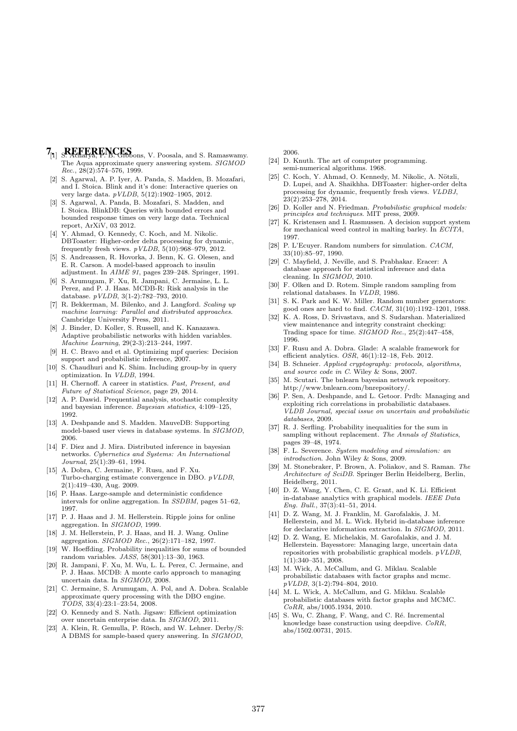## 7. REFERENCES

[1] S. Acharya, P. B. Gibbons, V. Poosala, and S. Ramaswamy. The Aqua approximate query answering system. *SIGMOD Rec.*, 28(2):574–576, 1999.

[2] S. Agarwal, A. P. Iyer, A. Panda, S. Madden, B. Mozafari, and I. Stoica. Blink and it's done: Interactive queries on very large data. *pVLDB*, 5(12):1902–1905, 2012.

[3] S. Agarwal, A. Panda, B. Mozafari, S. Madden, and I. Stoica. BlinkDB: Queries with bounded errors and bounded response times on very large data. Technical report, ArXiV, 03 2012.

[4] Y. Ahmad, O. Kennedy, C. Koch, and M. Nikolic. DBToaster: Higher-order delta processing for dynamic, frequently fresh views. *pVLDB*, 5(10):968–979, 2012.

[5] S. Andreassen, R. Hovorka, J. Benn, K. G. Olesen, and E. R. Carson. A model-based approach to insulin adjustment. In *AIME 91*, pages 239–248. Springer, 1991.

[6] S. Arumugam, F. Xu, R. Jampani, C. Jermaine, L. L. Perez, and P. J. Haas. MCDB-R: Risk analysis in the database. *pVLDB*, 3(1-2):782–793, 2010.

[7] R. Bekkerman, M. Bilenko, and J. Langford. *Scaling up machine learning: Parallel and distributed approaches*. Cambridge University Press, 2011.

[8] J. Binder, D. Koller, S. Russell, and K. Kanazawa. Adaptive probabilistic networks with hidden variables. *Machine Learning*, 29(2-3):213–244, 1997.

[9] H. C. Bravo and et al. Optimizing mpf queries: Decision support and probabilistic inference, 2007.

[10] S. Chaudhuri and K. Shim. Including group-by in query optimization. In *VLDB*, 1994.

[11] H. Chernoff. A career in statistics. *Past, Present, and Future of Statistical Science*, page 29, 2014.

[12] A. P. Dawid. Prequential analysis, stochastic complexity and bayesian inference. *Bayesian statistics*, 4:109–125, 1992.

[13] A. Deshpande and S. Madden. MauveDB: Supporting model-based user views in database systems. In *SIGMOD*, 2006.

[14] F. Diez and J. Mira. Distributed inference in bayesian networks. *Cybernetics and Systems: An International Journal*, 25(1):39–61, 1994.

[15] A. Dobra, C. Jermaine, F. Rusu, and F. Xu. Turbo-charging estimate convergence in DBO. *pVLDB*, 2(1):419–430, Aug. 2009.

[16] P. Haas. Large-sample and deterministic confidence intervals for online aggregation. In *SSDBM*, pages 51–62, 1997.

[17] P. J. Haas and J. M. Hellerstein. Ripple joins for online aggregation. In *SIGMOD*, 1999.

[18] J. M. Hellerstein, P. J. Haas, and H. J. Wang. Online aggregation. *SIGMOD Rec.*, 26(2):171–182, 1997.

[19] W. Hoeffding. Probability inequalities for sums of bounded random variables. *JASS*, 58(301):13–30, 1963.

[20] R. Jampani, F. Xu, M. Wu, L. L. Perez, C. Jermaine, and P. J. Haas. MCDB: A monte carlo approach to managing uncertain data. In *SIGMOD*, 2008.

[21] C. Jermaine, S. Arumugam, A. Pol, and A. Dobra. Scalable approximate query processing with the DBO engine. *TODS*, 33(4):23:1–23:54, 2008.

[22] O. Kennedy and S. Nath. Jigsaw: Efficient optimization over uncertain enterprise data. In *SIGMOD*, 2011.

[23] A. Klein, R. Gemulla, P. Rösch, and W. Lehner. Derby/S: A DBMS for sample-based query answering. In *SIGMOD*, 2006.

[24] D. Knuth. The art of computer programming. semi-numerical algorithms. 1968.

[25] C. Koch, Y. Ahmad, O. Kennedy, M. Nikolic, A. Nötzli, D. Lupei, and A. Shaikhha. DBToaster: higher-order delta processing for dynamic, frequently fresh views. *VLDBJ*, 23(2):253–278, 2014.

[26] D. Koller and N. Friedman. *Probabilistic graphical models: principles and techniques*. MIT press, 2009.

[27] K. Kristensen and I. Rasmussen. A decision support system for mechanical weed control in malting barley. In *ECITA*, 1997.

[28] P. L'Ecuyer. Random numbers for simulation. *CACM*, 33(10):85–97, 1990.

[29] C. Mayfield, J. Neville, and S. Prabhakar. Eracer: A database approach for statistical inference and data cleaning. In *SIGMOD*, 2010.

[30] F. Olken and D. Rotem. Simple random sampling from relational databases. In *VLDB*, 1986.

[31] S. K. Park and K. W. Miller. Random number generators: good ones are hard to find. *CACM*, 31(10):1192–1201, 1988.

[32] K. A. Ross, D. Srivastava, and S. Sudarshan. Materialized view maintenance and integrity constraint checking: Trading space for time. *SIGMOD Rec.*, 25(2):447–458, 1996.

[33] F. Rusu and A. Dobra. Glade: A scalable framework for efficient analytics. *OSR*, 46(1):12–18, Feb. 2012.

[34] B. Schneier. *Applied cryptography: protocols, algorithms, and source code in C*. Wiley & Sons, 2007.

[35] M. Scutari. The bnlearn bayesian network repository. http://www.bnlearn.com/bnrepository/.

[36] P. Sen, A. Deshpande, and L. Getoor. Prdb: Managing and exploiting rich correlations in probabilistic databases. *VLDB Journal, special issue on uncertain and probabilistic databases*, 2009.

[37] R. J. Serfling. Probability inequalities for the sum in sampling without replacement. *The Annals of Statistics*, pages 39–48, 1974.

[38] F. L. Severence. *System modeling and simulation: an introduction*. John Wiley & Sons, 2009.

[39] M. Stonebraker, P. Brown, A. Poliakov, and S. Raman. *The Architecture of SciDB*. Springer Berlin Heidelberg, Berlin, Heidelberg, 2011.

[40] D. Z. Wang, Y. Chen, C. E. Grant, and K. Li. Efficient in-database analytics with graphical models. *IEEE Data Eng. Bull.*, 37(3):41–51, 2014.

[41] D. Z. Wang, M. J. Franklin, M. Garofalakis, J. M. Hellerstein, and M. L. Wick. Hybrid in-database inference for declarative information extraction. In *SIGMOD*, 2011.

[42] D. Z. Wang, E. Michelakis, M. Garofalakis, and J. M. Hellerstein. Bayesstore: Managing large, uncertain data repositories with probabilistic graphical models. *pVLDB*, 1(1):340–351, 2008.

[43] M. Wick, A. McCallum, and G. Miklau. Scalable probabilistic databases with factor graphs and mcmc. *pVLDB*, 3(1-2):794–804, 2010.

[44] M. L. Wick, A. McCallum, and G. Miklau. Scalable probabilistic databases with factor graphs and MCMC. *CoRR*, abs/1005.1934, 2010.

[45] S. Wu, C. Zhang, F. Wang, and C. Ré. Incremental knowledge base construction using deepdive. *CoRR*, abs/1502.00731, 2015.